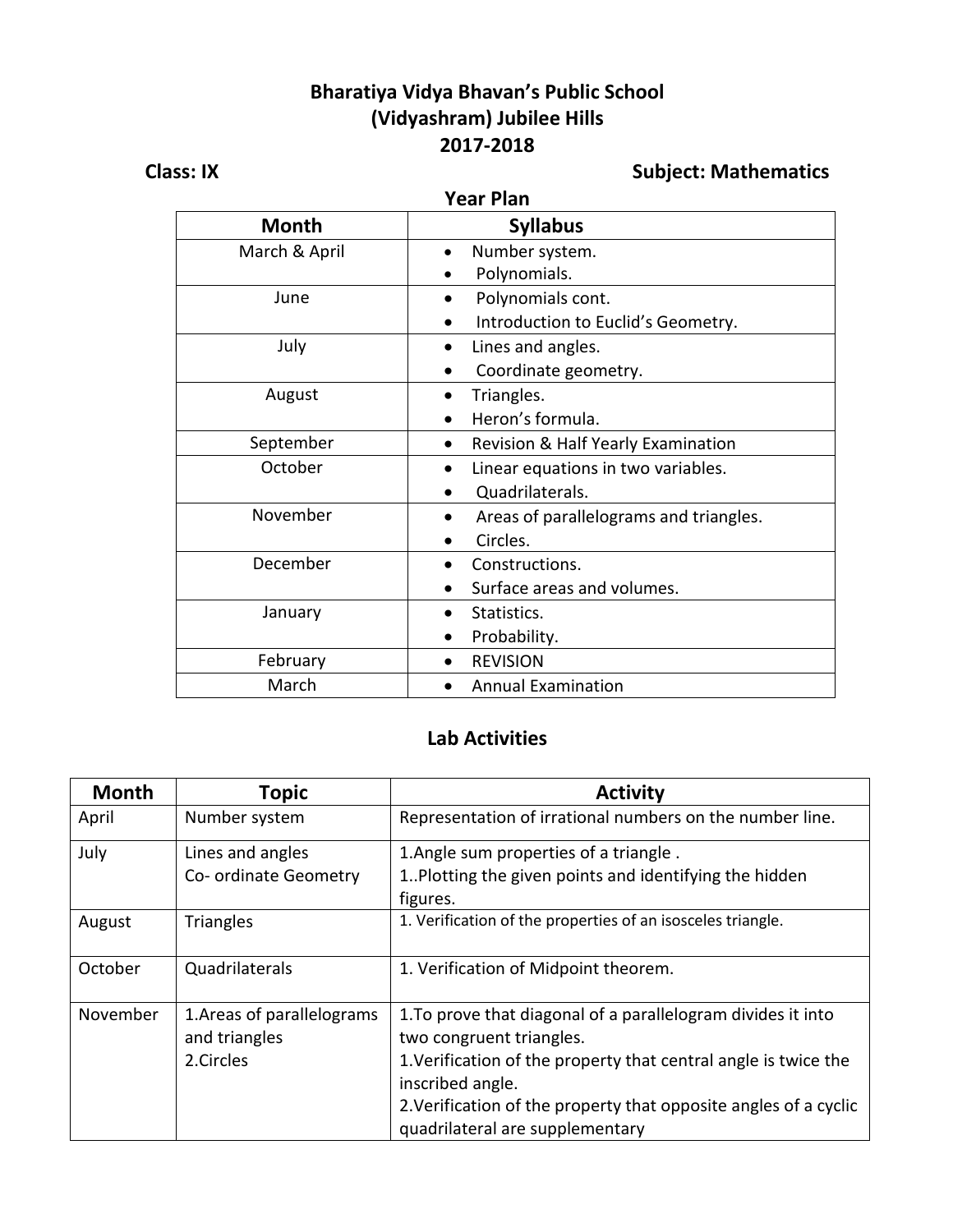# Bharatiya Vidya Bhavan's Public School
# (Vidyashram) Jubilee Hills
# 2017-2018

**Class: IX** **Subject: Mathematics**

## Year Plan

| Month | Syllabus |
|---|---|
| March & April | • Number system.<br>• Polynomials. |
| June | • Polynomials cont.<br>• Introduction to Euclid's Geometry. |
| July | • Lines and angles.<br>• Coordinate geometry. |
| August | • Triangles.<br>• Heron's formula. |
| September | • Revision & Half Yearly Examination |
| October | • Linear equations in two variables.<br>• Quadrilaterals. |
| November | • Areas of parallelograms and triangles.<br>• Circles. |
| December | • Constructions.<br>• Surface areas and volumes. |
| January | • Statistics.<br>• Probability. |
| February | • REVISION |
| March | • Annual Examination |

## Lab Activities

| Month | Topic | Activity |
|---|---|---|
| April | Number system | Representation of irrational numbers on the number line. |
| July | Lines and angles<br>Co- ordinate Geometry | 1.Angle sum properties of a triangle .<br>1..Plotting the given points and identifying the hidden figures. |
| August | Triangles | 1. Verification of the properties of an isosceles triangle. |
| October | Quadrilaterals | 1. Verification of Midpoint theorem. |
| November | 1.Areas of parallelograms and triangles<br>2.Circles | 1.To prove that diagonal of a parallelogram divides it into two congruent triangles.<br>1.Verification of the property that central angle is twice the inscribed angle.<br>2.Verification of the property that opposite angles of a cyclic quadrilateral are supplementary |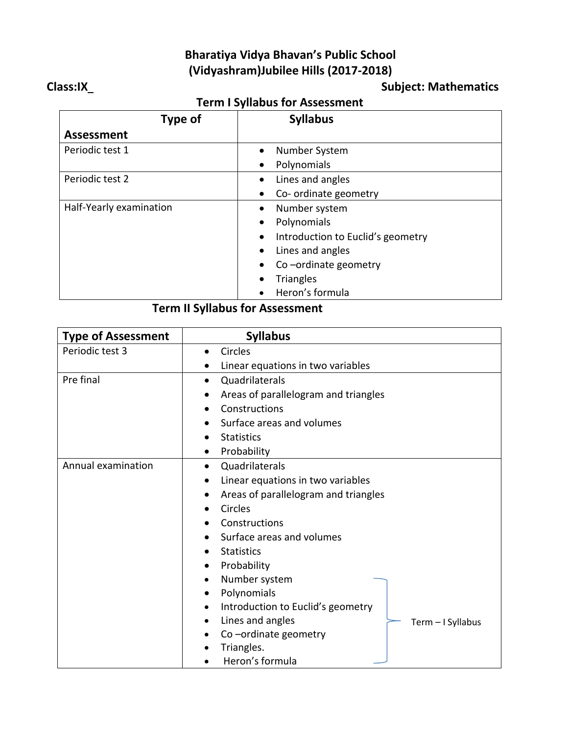# Bharatiya Vidya Bhavan's Public School (Vidyashram)Jubilee Hills (2017-2018)

**Class:IX_** **Subject: Mathematics**

## Term I Syllabus for Assessment

| Type of Assessment | Syllabus |
|---|---|
| Periodic test 1 | • Number System<br>• Polynomials |
| Periodic test 2 | • Lines and angles<br>• Co- ordinate geometry |
| Half-Yearly examination | • Number system<br>• Polynomials<br>• Introduction to Euclid's geometry<br>• Lines and angles<br>• Co –ordinate geometry<br>• Triangles<br>• Heron's formula |

## Term II Syllabus for Assessment

| Type of Assessment | Syllabus |
|---|---|
| Periodic test 3 | • Circles<br>• Linear equations in two variables |
| Pre final | • Quadrilaterals<br>• Areas of parallelogram and triangles<br>• Constructions<br>• Surface areas and volumes<br>• Statistics<br>• Probability |
| Annual examination | • Quadrilaterals<br>• Linear equations in two variables<br>• Areas of parallelogram and triangles<br>• Circles<br>• Constructions<br>• Surface areas and volumes<br>• Statistics<br>• Probability<br>• Number system<br>• Polynomials<br>• Introduction to Euclid's geometry<br>• Lines and angles<br>• Co –ordinate geometry<br>• Triangles.<br>• Heron's formula<br>(Number system to Heron's formula: Term – I Syllabus) |